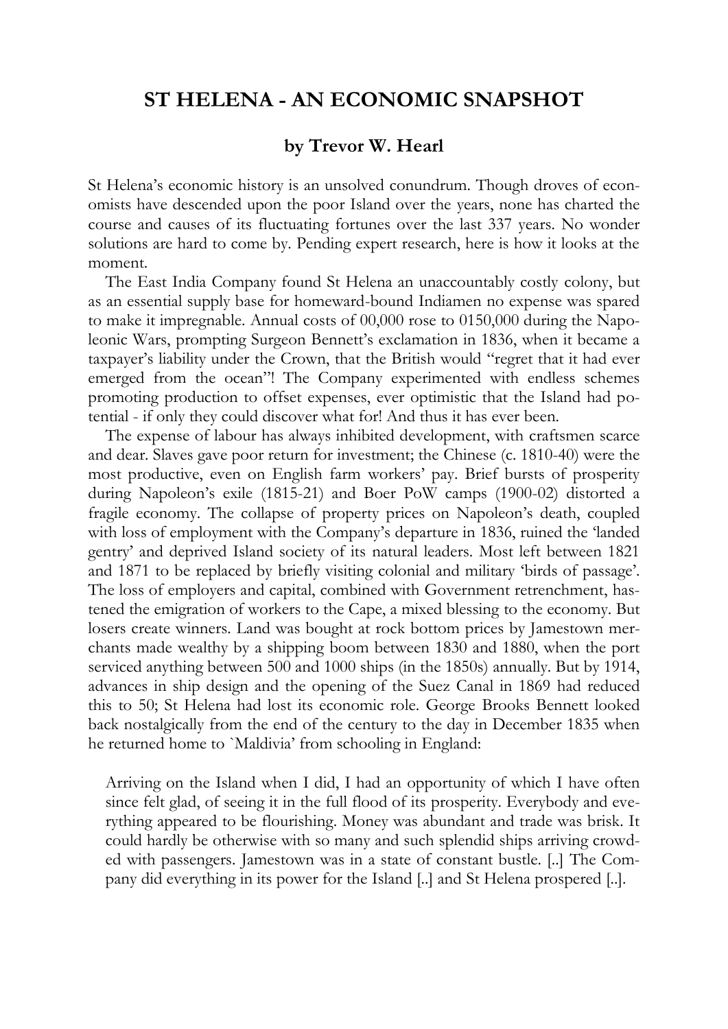# ST HELENA - AN ECONOMIC SNAPSHOT

### by Trevor W. Hearl

St Helena's economic history is an unsolved conundrum. Though droves of economists have descended upon the poor Island over the years, none has charted the course and causes of its fluctuating fortunes over the last 337 years. No wonder solutions are hard to come by. Pending expert research, here is how it looks at the moment.

The East India Company found St Helena an unaccountably costly colony, but as an essential supply base for homeward-bound Indiamen no expense was spared to make it impregnable. Annual costs of 00,000 rose to 0150,000 during the Napoleonic Wars, prompting Surgeon Bennett's exclamation in 1836, when it became a taxpayer's liability under the Crown, that the British would "regret that it had ever emerged from the ocean"! The Company experimented with endless schemes promoting production to offset expenses, ever optimistic that the Island had potential - if only they could discover what for! And thus it has ever been.

The expense of labour has always inhibited development, with craftsmen scarce and dear. Slaves gave poor return for investment; the Chinese (c. 1810-40) were the most productive, even on English farm workers' pay. Brief bursts of prosperity during Napoleon's exile (1815-21) and Boer PoW camps (1900-02) distorted a fragile economy. The collapse of property prices on Napoleon's death, coupled with loss of employment with the Company's departure in 1836, ruined the 'landed gentry' and deprived Island society of its natural leaders. Most left between 1821 and 1871 to be replaced by briefly visiting colonial and military 'birds of passage'. The loss of employers and capital, combined with Government retrenchment, hastened the emigration of workers to the Cape, a mixed blessing to the economy. But losers create winners. Land was bought at rock bottom prices by Jamestown merchants made wealthy by a shipping boom between 1830 and 1880, when the port serviced anything between 500 and 1000 ships (in the 1850s) annually. But by 1914, advances in ship design and the opening of the Suez Canal in 1869 had reduced this to 50; St Helena had lost its economic role. George Brooks Bennett looked back nostalgically from the end of the century to the day in December 1835 when he returned home to `Maldivia' from schooling in England:

> Arriving on the Island when I did, I had an opportunity of which I have often since felt glad, of seeing it in the full flood of its prosperity. Everybody and everything appeared to be flourishing. Money was abundant and trade was brisk. It could hardly be otherwise with so many and such splendid ships arriving crowded with passengers. Jamestown was in a state of constant bustle. [..] The Company did everything in its power for the Island [..] and St Helena prospered [..].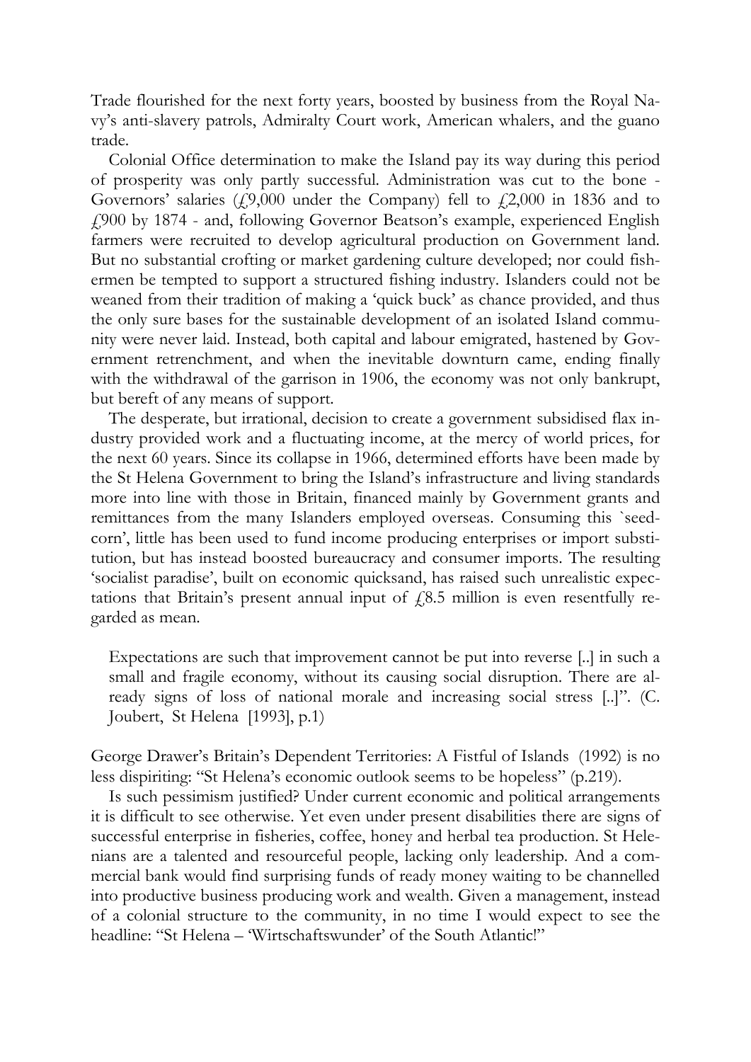Trade flourished for the next forty years, boosted by business from the Royal Navy's anti-slavery patrols, Admiralty Court work, American whalers, and the guano trade.

Colonial Office determination to make the Island pay its way during this period of prosperity was only partly successful. Administration was cut to the bone - Governors' salaries (£9,000 under the Company) fell to £2,000 in 1836 and to £900 by 1874 - and, following Governor Beatson's example, experienced English farmers were recruited to develop agricultural production on Government land. But no substantial crofting or market gardening culture developed; nor could fishermen be tempted to support a structured fishing industry. Islanders could not be weaned from their tradition of making a 'quick buck' as chance provided, and thus the only sure bases for the sustainable development of an isolated Island community were never laid. Instead, both capital and labour emigrated, hastened by Government retrenchment, and when the inevitable downturn came, ending finally with the withdrawal of the garrison in 1906, the economy was not only bankrupt, but bereft of any means of support.

The desperate, but irrational, decision to create a government subsidised flax industry provided work and a fluctuating income, at the mercy of world prices, for the next 60 years. Since its collapse in 1966, determined efforts have been made by the St Helena Government to bring the Island's infrastructure and living standards more into line with those in Britain, financed mainly by Government grants and remittances from the many Islanders employed overseas. Consuming this `seed-corn', little has been used to fund income producing enterprises or import substitution, but has instead boosted bureaucracy and consumer imports. The resulting 'socialist paradise', built on economic quicksand, has raised such unrealistic expectations that Britain's present annual input of £8.5 million is even resentfully regarded as mean.

> Expectations are such that improvement cannot be put into reverse [..] in such a small and fragile economy, without its causing social disruption. There are already signs of loss of national morale and increasing social stress [..]". (C. Joubert, St Helena [1993], p.1)

George Drawer's Britain's Dependent Territories: A Fistful of Islands (1992) is no less dispiriting: "St Helena's economic outlook seems to be hopeless" (p.219).

Is such pessimism justified? Under current economic and political arrangements it is difficult to see otherwise. Yet even under present disabilities there are signs of successful enterprise in fisheries, coffee, honey and herbal tea production. St Helenians are a talented and resourceful people, lacking only leadership. And a commercial bank would find surprising funds of ready money waiting to be channelled into productive business producing work and wealth. Given a management, instead of a colonial structure to the community, in no time I would expect to see the headline: "St Helena – 'Wirtschaftswunder' of the South Atlantic!"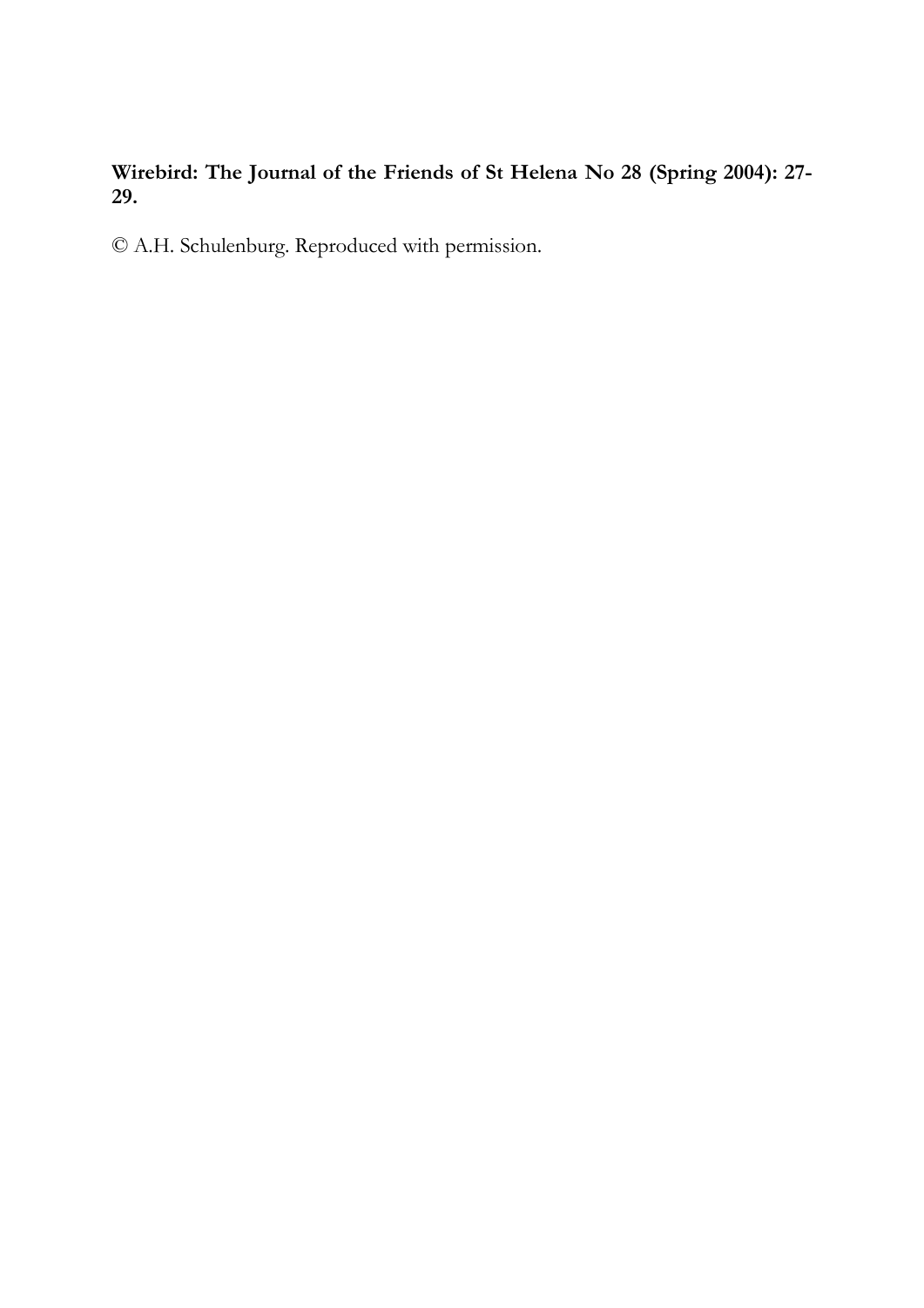**Wirebird: The Journal of the Friends of St Helena No 28 (Spring 2004): 27-29.**

© A.H. Schulenburg. Reproduced with permission.